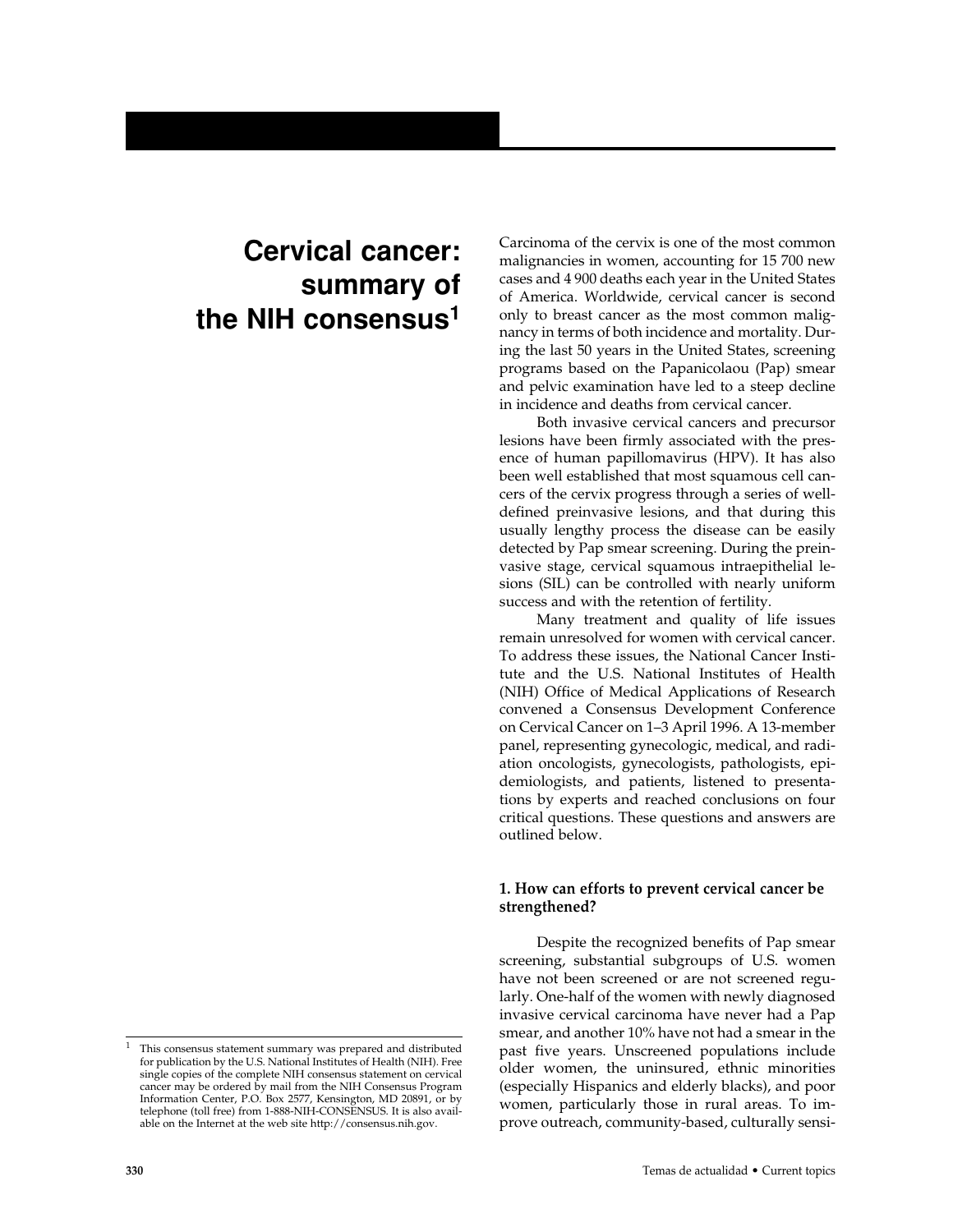# Cervical cancer: summary of the NIH consensus[1]

Carcinoma of the cervix is one of the most common malignancies in women, accounting for 15 700 new cases and 4 900 deaths each year in the United States of America. Worldwide, cervical cancer is second only to breast cancer as the most common malignancy in terms of both incidence and mortality. During the last 50 years in the United States, screening programs based on the Papanicolaou (Pap) smear and pelvic examination have led to a steep decline in incidence and deaths from cervical cancer.

Both invasive cervical cancers and precursor lesions have been firmly associated with the presence of human papillomavirus (HPV). It has also been well established that most squamous cell cancers of the cervix progress through a series of well-defined preinvasive lesions, and that during this usually lengthy process the disease can be easily detected by Pap smear screening. During the preinvasive stage, cervical squamous intraepithelial lesions (SIL) can be controlled with nearly uniform success and with the retention of fertility.

Many treatment and quality of life issues remain unresolved for women with cervical cancer. To address these issues, the National Cancer Institute and the U.S. National Institutes of Health (NIH) Office of Medical Applications of Research convened a Consensus Development Conference on Cervical Cancer on 1–3 April 1996. A 13-member panel, representing gynecologic, medical, and radiation oncologists, gynecologists, pathologists, epidemiologists, and patients, listened to presentations by experts and reached conclusions on four critical questions. These questions and answers are outlined below.

### 1. How can efforts to prevent cervical cancer be strengthened?

Despite the recognized benefits of Pap smear screening, substantial subgroups of U.S. women have not been screened or are not screened regularly. One-half of the women with newly diagnosed invasive cervical carcinoma have never had a Pap smear, and another 10% have not had a smear in the past five years. Unscreened populations include older women, the uninsured, ethnic minorities (especially Hispanics and elderly blacks), and poor women, particularly those in rural areas. To improve outreach, community-based, culturally sensi-

[1] This consensus statement summary was prepared and distributed for publication by the U.S. National Institutes of Health (NIH). Free single copies of the complete NIH consensus statement on cervical cancer may be ordered by mail from the NIH Consensus Program Information Center, P.O. Box 2577, Kensington, MD 20891, or by telephone (toll free) from 1-888-NIH-CONSENSUS. It is also available on the Internet at the web site http://consensus.nih.gov.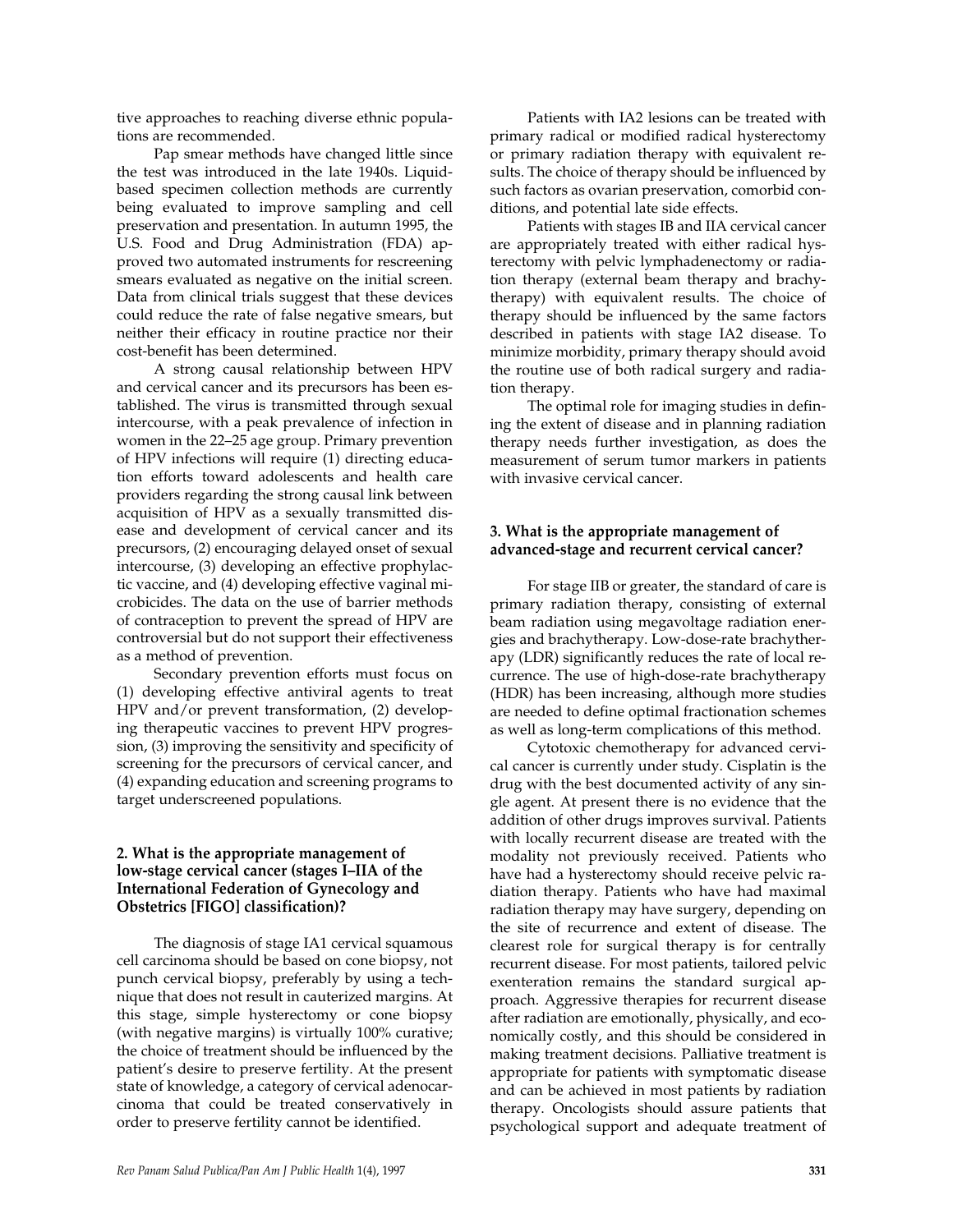tive approaches to reaching diverse ethnic populations are recommended.

Pap smear methods have changed little since the test was introduced in the late 1940s. Liquid-based specimen collection methods are currently being evaluated to improve sampling and cell preservation and presentation. In autumn 1995, the U.S. Food and Drug Administration (FDA) approved two automated instruments for rescreening smears evaluated as negative on the initial screen. Data from clinical trials suggest that these devices could reduce the rate of false negative smears, but neither their efficacy in routine practice nor their cost-benefit has been determined.

A strong causal relationship between HPV and cervical cancer and its precursors has been established. The virus is transmitted through sexual intercourse, with a peak prevalence of infection in women in the 22–25 age group. Primary prevention of HPV infections will require (1) directing education efforts toward adolescents and health care providers regarding the strong causal link between acquisition of HPV as a sexually transmitted disease and development of cervical cancer and its precursors, (2) encouraging delayed onset of sexual intercourse, (3) developing an effective prophylactic vaccine, and (4) developing effective vaginal microbicides. The data on the use of barrier methods of contraception to prevent the spread of HPV are controversial but do not support their effectiveness as a method of prevention.

Secondary prevention efforts must focus on (1) developing effective antiviral agents to treat HPV and/or prevent transformation, (2) developing therapeutic vaccines to prevent HPV progression, (3) improving the sensitivity and specificity of screening for the precursors of cervical cancer, and (4) expanding education and screening programs to target underscreened populations.

### 2. What is the appropriate management of low-stage cervical cancer (stages I–IIA of the International Federation of Gynecology and Obstetrics [FIGO] classification)?

The diagnosis of stage IA1 cervical squamous cell carcinoma should be based on cone biopsy, not punch cervical biopsy, preferably by using a technique that does not result in cauterized margins. At this stage, simple hysterectomy or cone biopsy (with negative margins) is virtually 100% curative; the choice of treatment should be influenced by the patient's desire to preserve fertility. At the present state of knowledge, a category of cervical adenocarcinoma that could be treated conservatively in order to preserve fertility cannot be identified.

Patients with IA2 lesions can be treated with primary radical or modified radical hysterectomy or primary radiation therapy with equivalent results. The choice of therapy should be influenced by such factors as ovarian preservation, comorbid conditions, and potential late side effects.

Patients with stages IB and IIA cervical cancer are appropriately treated with either radical hysterectomy with pelvic lymphadenectomy or radiation therapy (external beam therapy and brachytherapy) with equivalent results. The choice of therapy should be influenced by the same factors described in patients with stage IA2 disease. To minimize morbidity, primary therapy should avoid the routine use of both radical surgery and radiation therapy.

The optimal role for imaging studies in defining the extent of disease and in planning radiation therapy needs further investigation, as does the measurement of serum tumor markers in patients with invasive cervical cancer.

### 3. What is the appropriate management of advanced-stage and recurrent cervical cancer?

For stage IIB or greater, the standard of care is primary radiation therapy, consisting of external beam radiation using megavoltage radiation energies and brachytherapy. Low-dose-rate brachytherapy (LDR) significantly reduces the rate of local recurrence. The use of high-dose-rate brachytherapy (HDR) has been increasing, although more studies are needed to define optimal fractionation schemes as well as long-term complications of this method.

Cytotoxic chemotherapy for advanced cervical cancer is currently under study. Cisplatin is the drug with the best documented activity of any single agent. At present there is no evidence that the addition of other drugs improves survival. Patients with locally recurrent disease are treated with the modality not previously received. Patients who have had a hysterectomy should receive pelvic radiation therapy. Patients who have had maximal radiation therapy may have surgery, depending on the site of recurrence and extent of disease. The clearest role for surgical therapy is for centrally recurrent disease. For most patients, tailored pelvic exenteration remains the standard surgical approach. Aggressive therapies for recurrent disease after radiation are emotionally, physically, and economically costly, and this should be considered in making treatment decisions. Palliative treatment is appropriate for patients with symptomatic disease and can be achieved in most patients by radiation therapy. Oncologists should assure patients that psychological support and adequate treatment of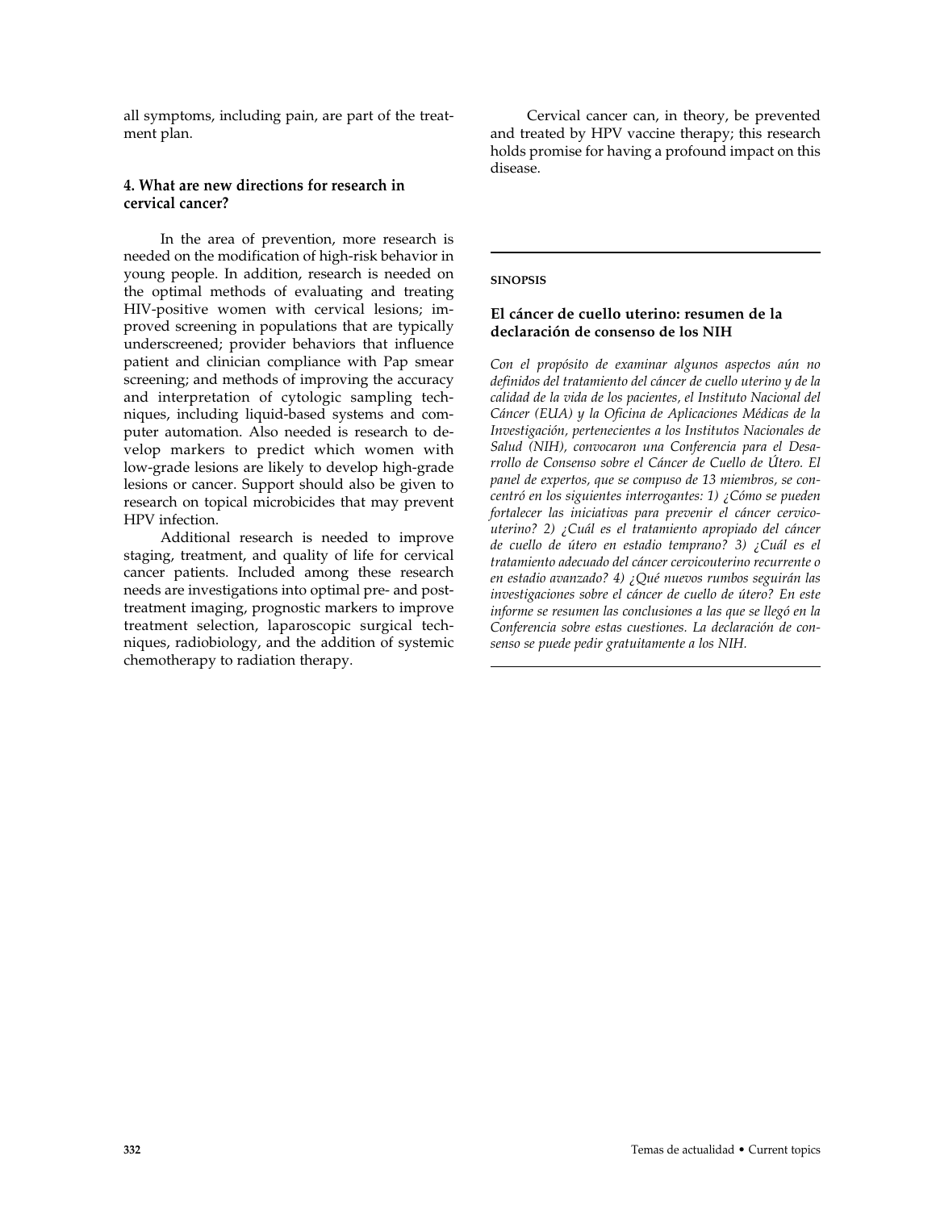all symptoms, including pain, are part of the treatment plan.

### 4. What are new directions for research in cervical cancer?

In the area of prevention, more research is needed on the modification of high-risk behavior in young people. In addition, research is needed on the optimal methods of evaluating and treating HIV-positive women with cervical lesions; improved screening in populations that are typically underscreened; provider behaviors that influence patient and clinician compliance with Pap smear screening; and methods of improving the accuracy and interpretation of cytologic sampling techniques, including liquid-based systems and computer automation. Also needed is research to develop markers to predict which women with low-grade lesions are likely to develop high-grade lesions or cancer. Support should also be given to research on topical microbicides that may prevent HPV infection.

Additional research is needed to improve staging, treatment, and quality of life for cervical cancer patients. Included among these research needs are investigations into optimal pre- and post-treatment imaging, prognostic markers to improve treatment selection, laparoscopic surgical techniques, radiobiology, and the addition of systemic chemotherapy to radiation therapy.

Cervical cancer can, in theory, be prevented and treated by HPV vaccine therapy; this research holds promise for having a profound impact on this disease.

---

**SINOPSIS**

### El cáncer de cuello uterino: resumen de la declaración de consenso de los NIH

*Con el propósito de examinar algunos aspectos aún no definidos del tratamiento del cáncer de cuello uterino y de la calidad de la vida de los pacientes, el Instituto Nacional del Cáncer (EUA) y la Oficina de Aplicaciones Médicas de la Investigación, pertenecientes a los Institutos Nacionales de Salud (NIH), convocaron una Conferencia para el Desarrollo de Consenso sobre el Cáncer de Cuello de Útero. El panel de expertos, que se compuso de 13 miembros, se concentró en los siguientes interrogantes: 1) ¿Cómo se pueden fortalecer las iniciativas para prevenir el cáncer cervicouterino? 2) ¿Cuál es el tratamiento apropiado del cáncer de cuello de útero en estadio temprano? 3) ¿Cuál es el tratamiento adecuado del cáncer cervicouterino recurrente o en estadio avanzado? 4) ¿Qué nuevos rumbos seguirán las investigaciones sobre el cáncer de cuello de útero? En este informe se resumen las conclusiones a las que se llegó en la Conferencia sobre estas cuestiones. La declaración de consenso se puede pedir gratuitamente a los NIH.*

---